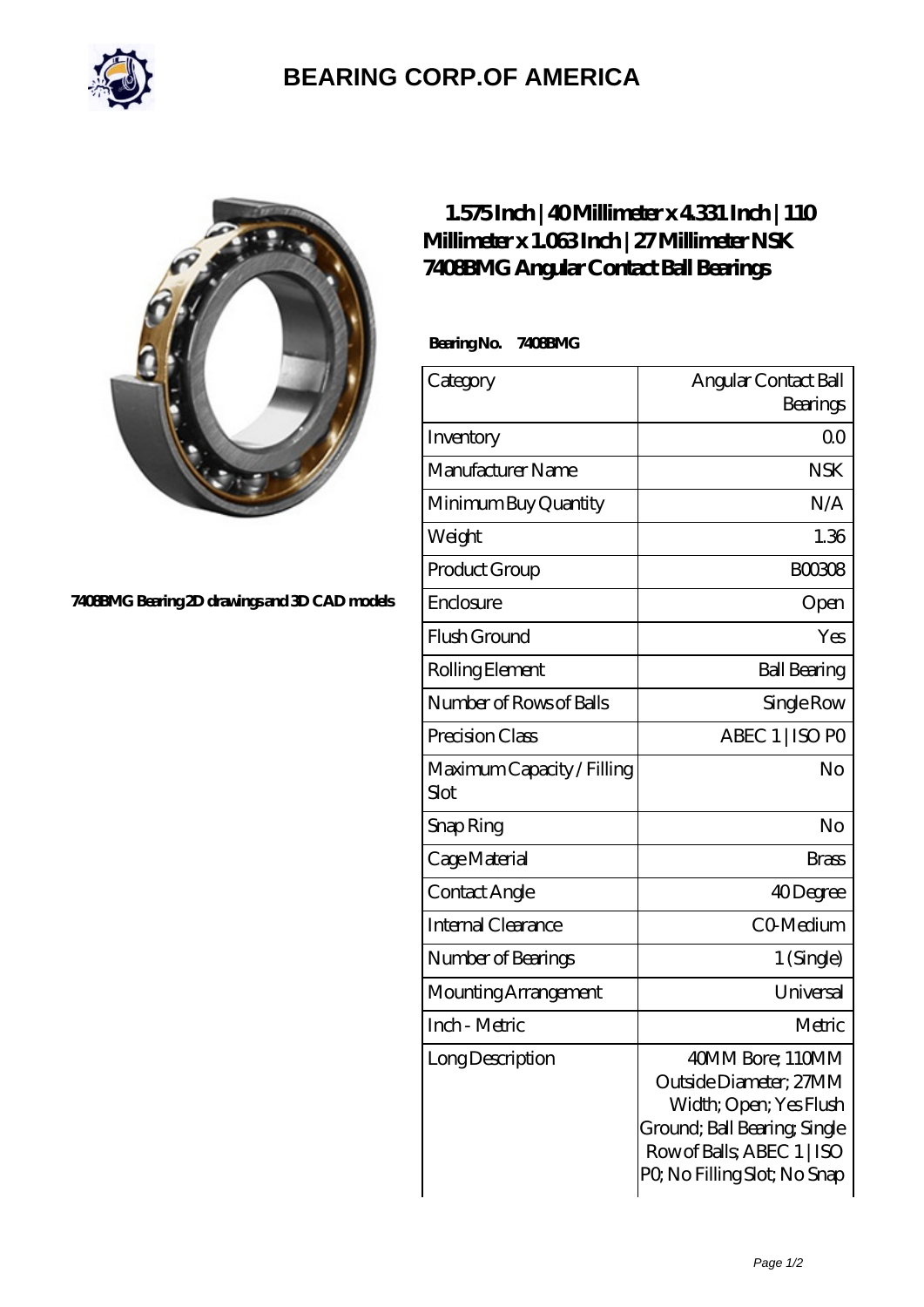# BEARING CORP.OF AMERICA

7408BMG Bearing 2D drawings and 3D CAD models

## 1.575 Inch | 40 Millimeter x 4.331 Inch | 110 Millimeter x 1.063 Inch | 27 Millimeter NSK 7408BMG Angular Contact Ball Bearings

**Bearing No. 7408BMG**

| Category | Angular Contact Ball Bearings |
|---|---|
| Inventory | 0.0 |
| Manufacturer Name | NSK |
| Minimum Buy Quantity | N/A |
| Weight | 1.36 |
| Product Group | B00308 |
| Enclosure | Open |
| Flush Ground | Yes |
| Rolling Element | Ball Bearing |
| Number of Rows of Balls | Single Row |
| Precision Class | ABEC 1 \| ISO P0 |
| Maximum Capacity / Filling Slot | No |
| Snap Ring | No |
| Cage Material | Brass |
| Contact Angle | 40 Degree |
| Internal Clearance | C0-Medium |
| Number of Bearings | 1 (Single) |
| Mounting Arrangement | Universal |
| Inch - Metric | Metric |
| Long Description | 40MM Bore; 110MM Outside Diameter; 27MM Width; Open; Yes Flush Ground; Ball Bearing; Single Row of Balls; ABEC 1 \| ISO P0; No Filling Slot; No Snap |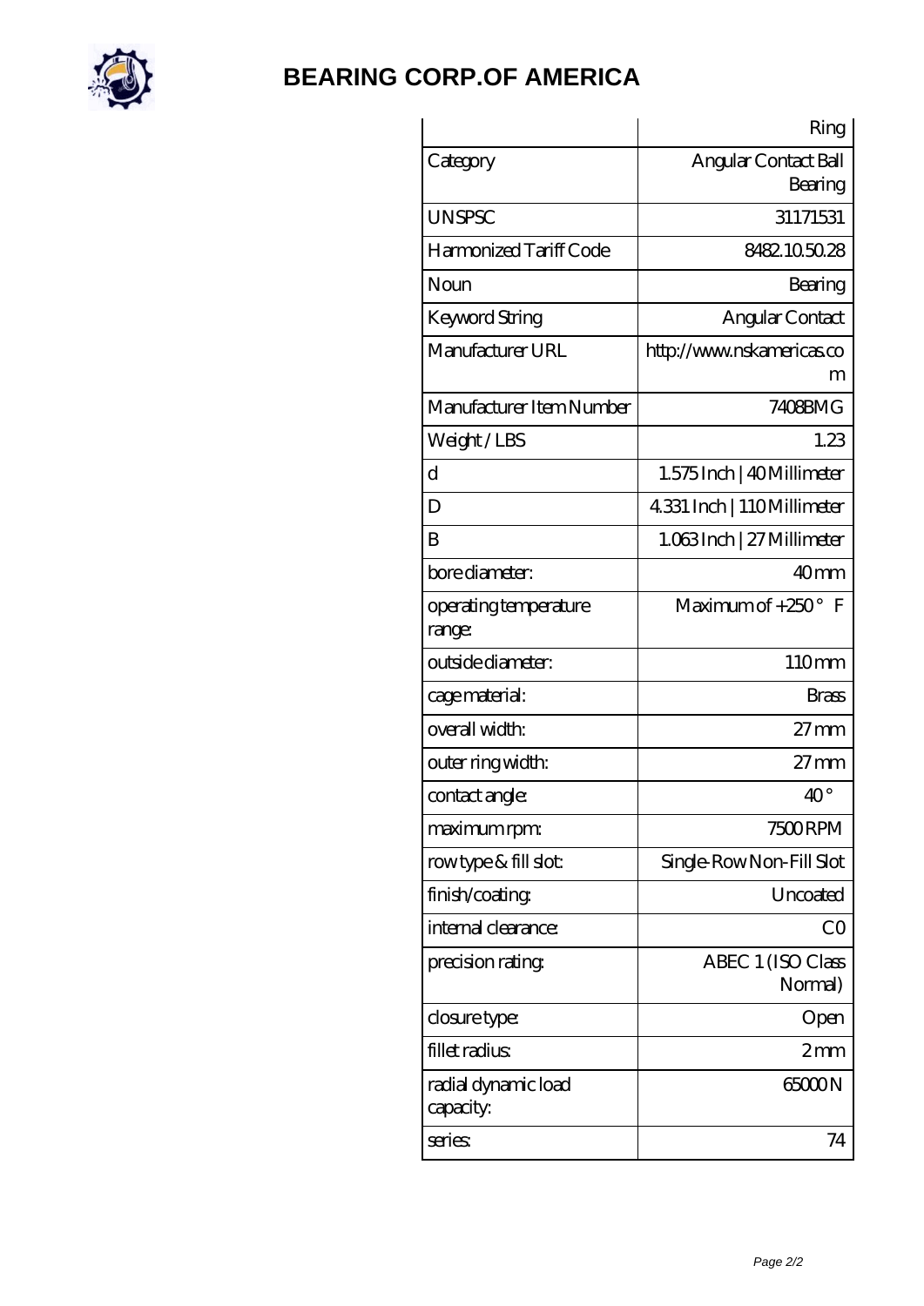# BEARING CORP.OF AMERICA

| | |
|---|---|
| | Ring |
| Category | Angular Contact Ball Bearing |
| UNSPSC | 31171531 |
| Harmonized Tariff Code | 8482.10.50.28 |
| Noun | Bearing |
| Keyword String | Angular Contact |
| Manufacturer URL | http://www.nskamericas.com |
| Manufacturer Item Number | 7408BMG |
| Weight / LBS | 1.23 |
| d | 1.575 Inch \| 40 Millimeter |
| D | 4.331 Inch \| 110 Millimeter |
| B | 1.063 Inch \| 27 Millimeter |
| bore diameter: | 40 mm |
| operating temperature range: | Maximum of +250 ° F |
| outside diameter: | 110 mm |
| cage material: | Brass |
| overall width: | 27 mm |
| outer ring width: | 27 mm |
| contact angle: | 40 ° |
| maximum rpm: | 7500 RPM |
| row type & fill slot: | Single-Row Non-Fill Slot |
| finish/coating: | Uncoated |
| internal clearance: | C0 |
| precision rating: | ABEC 1 (ISO Class Normal) |
| closure type: | Open |
| fillet radius: | 2 mm |
| radial dynamic load capacity: | 65000 N |
| series: | 74 |